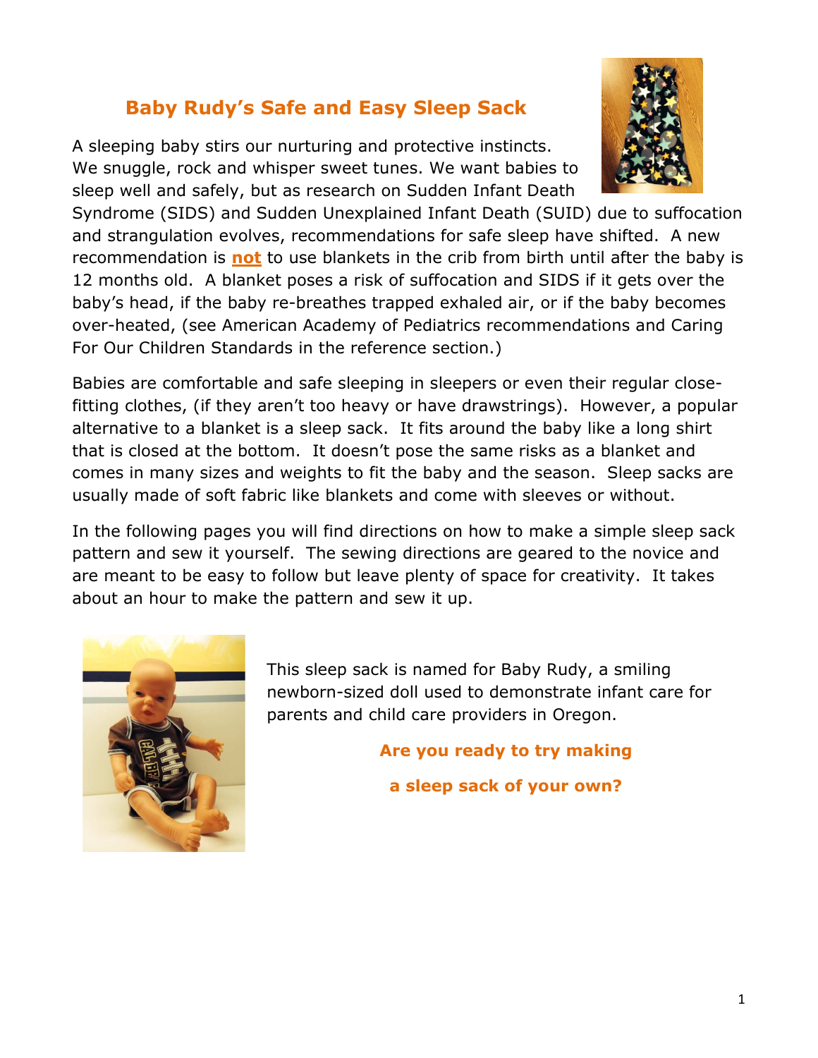# Baby Rudy's Safe and Easy Sleep Sack

A sleeping baby stirs our nurturing and protective instincts. We snuggle, rock and whisper sweet tunes. We want babies to sleep well and safely, but as research on Sudden Infant Death Syndrome (SIDS) and Sudden Unexplained Infant Death (SUID) due to suffocation and strangulation evolves, recommendations for safe sleep have shifted. A new recommendation is **not** to use blankets in the crib from birth until after the baby is 12 months old. A blanket poses a risk of suffocation and SIDS if it gets over the baby's head, if the baby re-breathes trapped exhaled air, or if the baby becomes over-heated, (see American Academy of Pediatrics recommendations and Caring For Our Children Standards in the reference section.)

Babies are comfortable and safe sleeping in sleepers or even their regular close-fitting clothes, (if they aren't too heavy or have drawstrings). However, a popular alternative to a blanket is a sleep sack. It fits around the baby like a long shirt that is closed at the bottom. It doesn't pose the same risks as a blanket and comes in many sizes and weights to fit the baby and the season. Sleep sacks are usually made of soft fabric like blankets and come with sleeves or without.

In the following pages you will find directions on how to make a simple sleep sack pattern and sew it yourself. The sewing directions are geared to the novice and are meant to be easy to follow but leave plenty of space for creativity. It takes about an hour to make the pattern and sew it up.

This sleep sack is named for Baby Rudy, a smiling newborn-sized doll used to demonstrate infant care for parents and child care providers in Oregon.

**Are you ready to try making a sleep sack of your own?**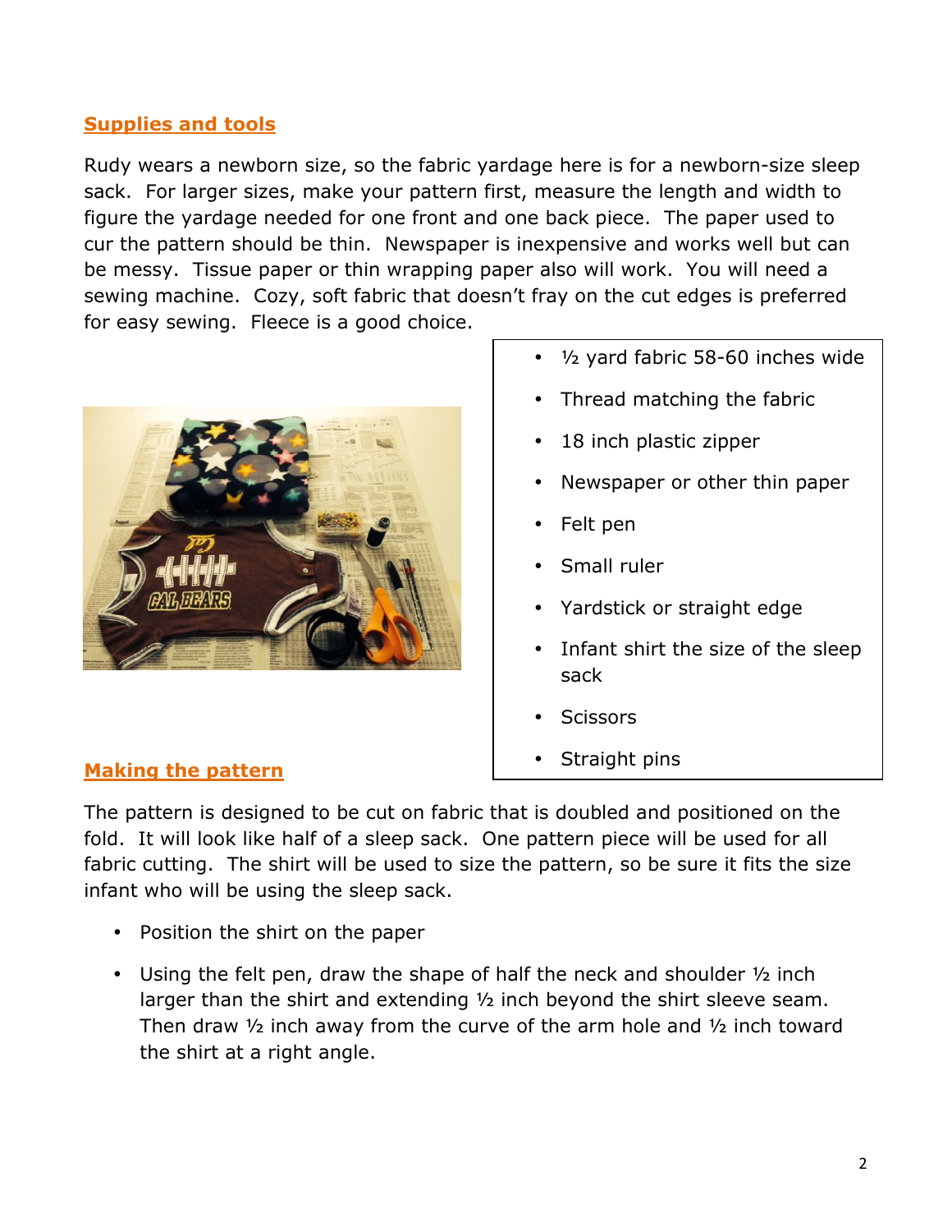## Supplies and tools

Rudy wears a newborn size, so the fabric yardage here is for a newborn-size sleep sack. For larger sizes, make your pattern first, measure the length and width to figure the yardage needed for one front and one back piece. The paper used to cur the pattern should be thin. Newspaper is inexpensive and works well but can be messy. Tissue paper or thin wrapping paper also will work. You will need a sewing machine. Cozy, soft fabric that doesn't fray on the cut edges is preferred for easy sewing. Fleece is a good choice.

- ½ yard fabric 58-60 inches wide
- Thread matching the fabric
- 18 inch plastic zipper
- Newspaper or other thin paper
- Felt pen
- Small ruler
- Yardstick or straight edge
- Infant shirt the size of the sleep sack
- Scissors
- Straight pins

## Making the pattern

The pattern is designed to be cut on fabric that is doubled and positioned on the fold. It will look like half of a sleep sack. One pattern piece will be used for all fabric cutting. The shirt will be used to size the pattern, so be sure it fits the size infant who will be using the sleep sack.

- Position the shirt on the paper
- Using the felt pen, draw the shape of half the neck and shoulder ½ inch larger than the shirt and extending ½ inch beyond the shirt sleeve seam. Then draw ½ inch away from the curve of the arm hole and ½ inch toward the shirt at a right angle.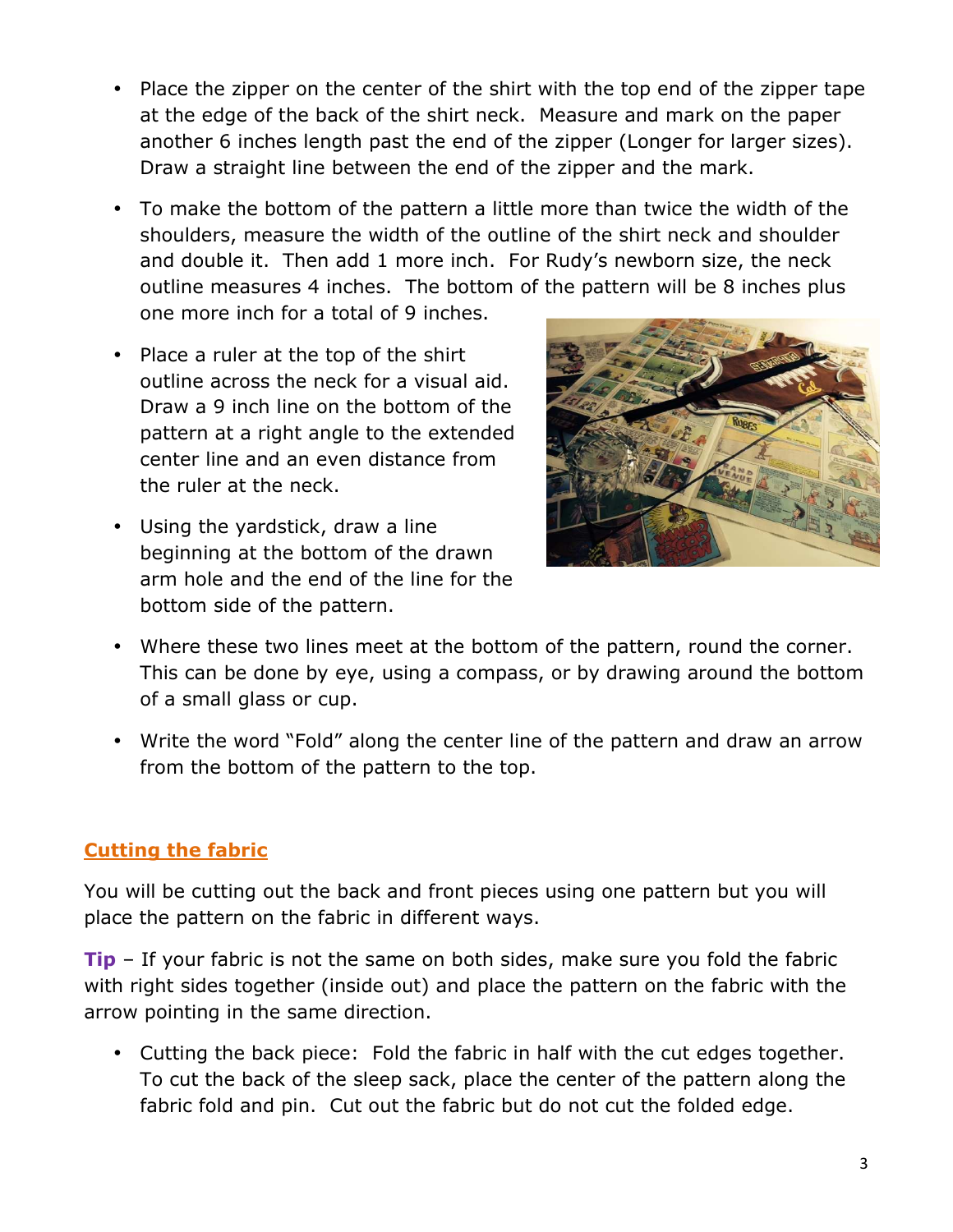- Place the zipper on the center of the shirt with the top end of the zipper tape at the edge of the back of the shirt neck. Measure and mark on the paper another 6 inches length past the end of the zipper (Longer for larger sizes). Draw a straight line between the end of the zipper and the mark.
- To make the bottom of the pattern a little more than twice the width of the shoulders, measure the width of the outline of the shirt neck and shoulder and double it. Then add 1 more inch. For Rudy's newborn size, the neck outline measures 4 inches. The bottom of the pattern will be 8 inches plus one more inch for a total of 9 inches.
- Place a ruler at the top of the shirt outline across the neck for a visual aid. Draw a 9 inch line on the bottom of the pattern at a right angle to the extended center line and an even distance from the ruler at the neck.
- Using the yardstick, draw a line beginning at the bottom of the drawn arm hole and the end of the line for the bottom side of the pattern.
- Where these two lines meet at the bottom of the pattern, round the corner. This can be done by eye, using a compass, or by drawing around the bottom of a small glass or cup.
- Write the word "Fold" along the center line of the pattern and draw an arrow from the bottom of the pattern to the top.

## Cutting the fabric

You will be cutting out the back and front pieces using one pattern but you will place the pattern on the fabric in different ways.

**Tip** – If your fabric is not the same on both sides, make sure you fold the fabric with right sides together (inside out) and place the pattern on the fabric with the arrow pointing in the same direction.

- Cutting the back piece: Fold the fabric in half with the cut edges together. To cut the back of the sleep sack, place the center of the pattern along the fabric fold and pin. Cut out the fabric but do not cut the folded edge.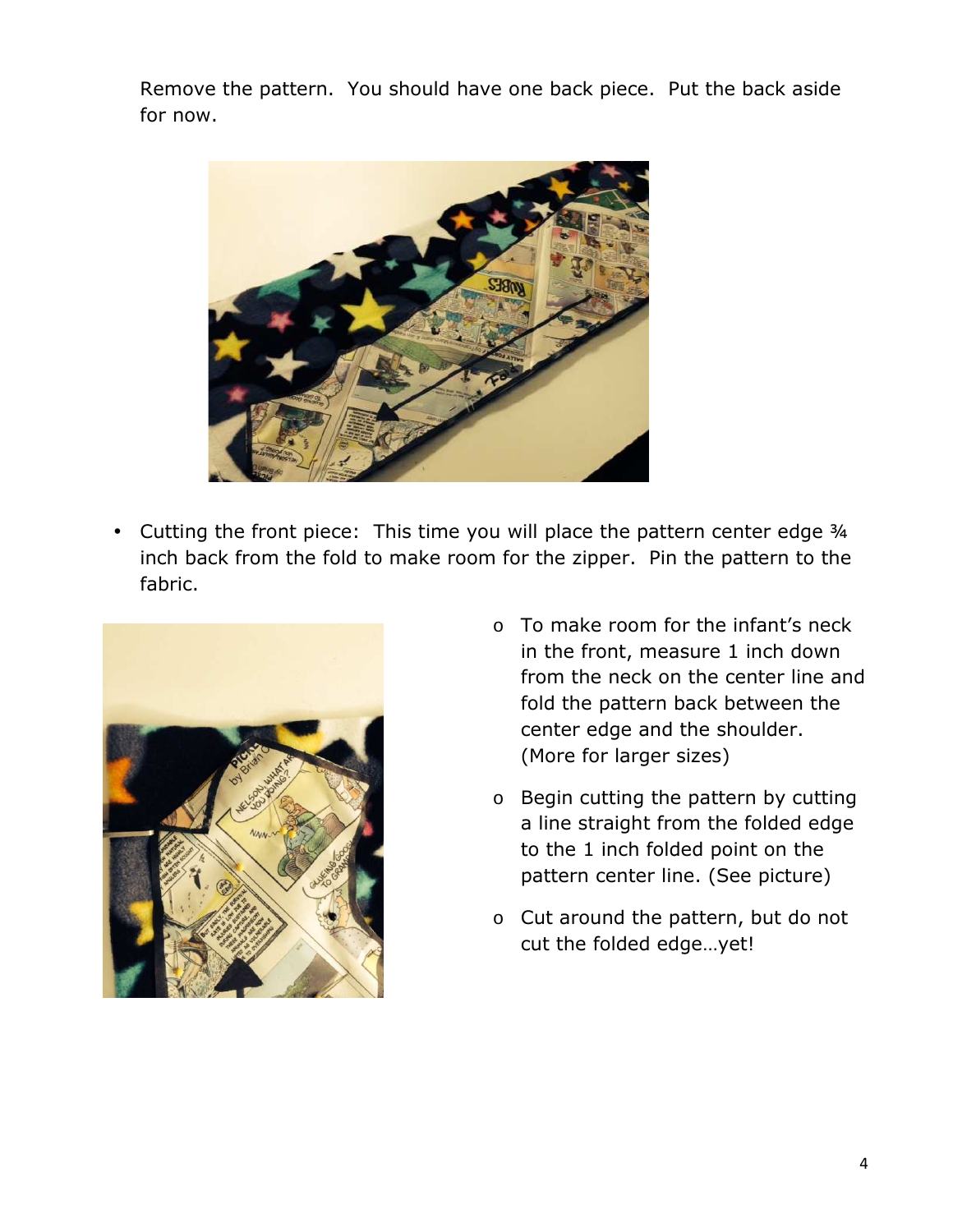Remove the pattern. You should have one back piece. Put the back aside for now.

- Cutting the front piece: This time you will place the pattern center edge ¾ inch back from the fold to make room for the zipper. Pin the pattern to the fabric.
  - To make room for the infant's neck in the front, measure 1 inch down from the neck on the center line and fold the pattern back between the center edge and the shoulder. (More for larger sizes)
  - Begin cutting the pattern by cutting a line straight from the folded edge to the 1 inch folded point on the pattern center line. (See picture)
  - Cut around the pattern, but do not cut the folded edge…yet!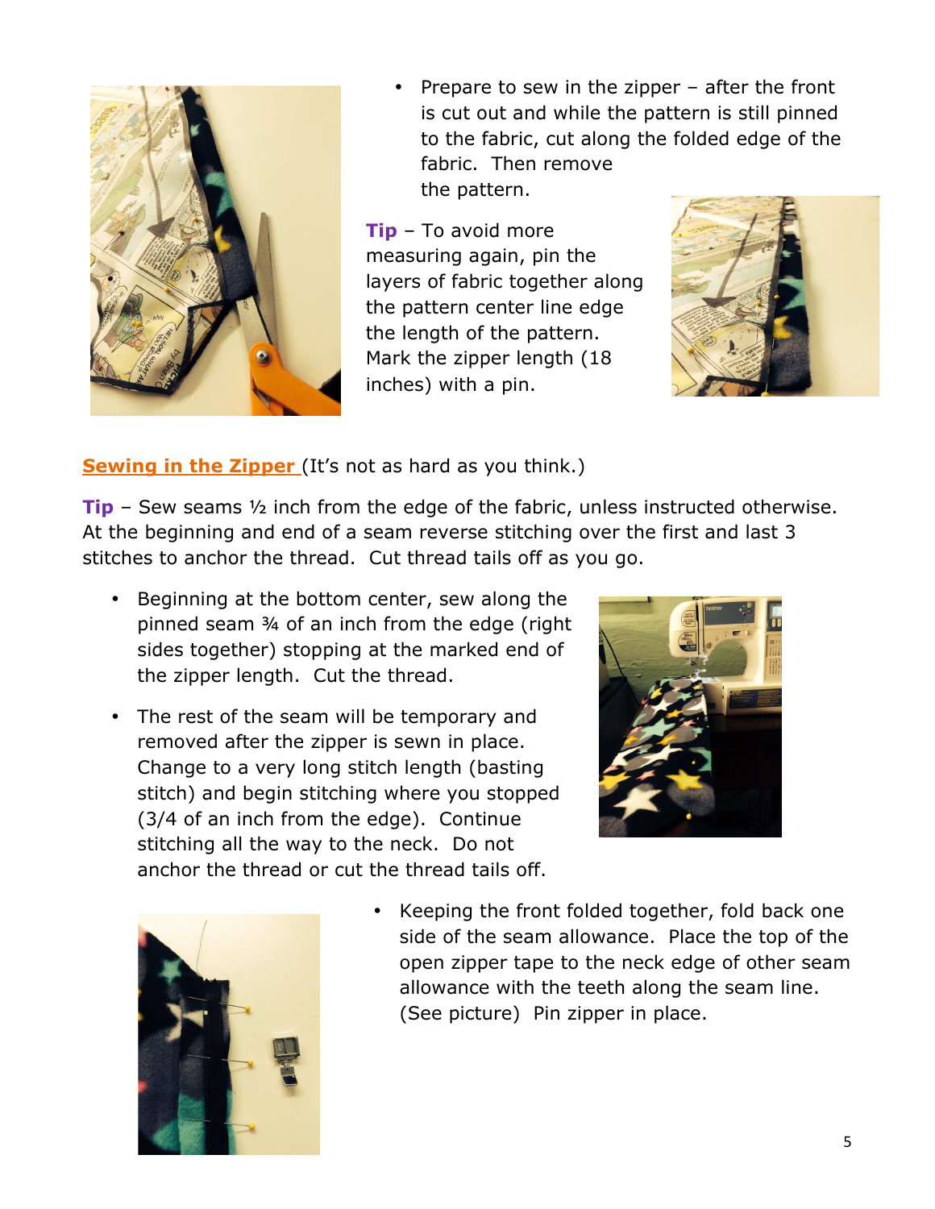- Prepare to sew in the zipper – after the front is cut out and while the pattern is still pinned to the fabric, cut along the folded edge of the fabric. Then remove the pattern.

**Tip** – To avoid more measuring again, pin the layers of fabric together along the pattern center line edge the length of the pattern. Mark the zipper length (18 inches) with a pin.

**Sewing in the Zipper** (It's not as hard as you think.)

**Tip** – Sew seams ½ inch from the edge of the fabric, unless instructed otherwise. At the beginning and end of a seam reverse stitching over the first and last 3 stitches to anchor the thread. Cut thread tails off as you go.

- Beginning at the bottom center, sew along the pinned seam ¾ of an inch from the edge (right sides together) stopping at the marked end of the zipper length. Cut the thread.
- The rest of the seam will be temporary and removed after the zipper is sewn in place. Change to a very long stitch length (basting stitch) and begin stitching where you stopped (3/4 of an inch from the edge). Continue stitching all the way to the neck. Do not anchor the thread or cut the thread tails off.
- Keeping the front folded together, fold back one side of the seam allowance. Place the top of the open zipper tape to the neck edge of other seam allowance with the teeth along the seam line. (See picture) Pin zipper in place.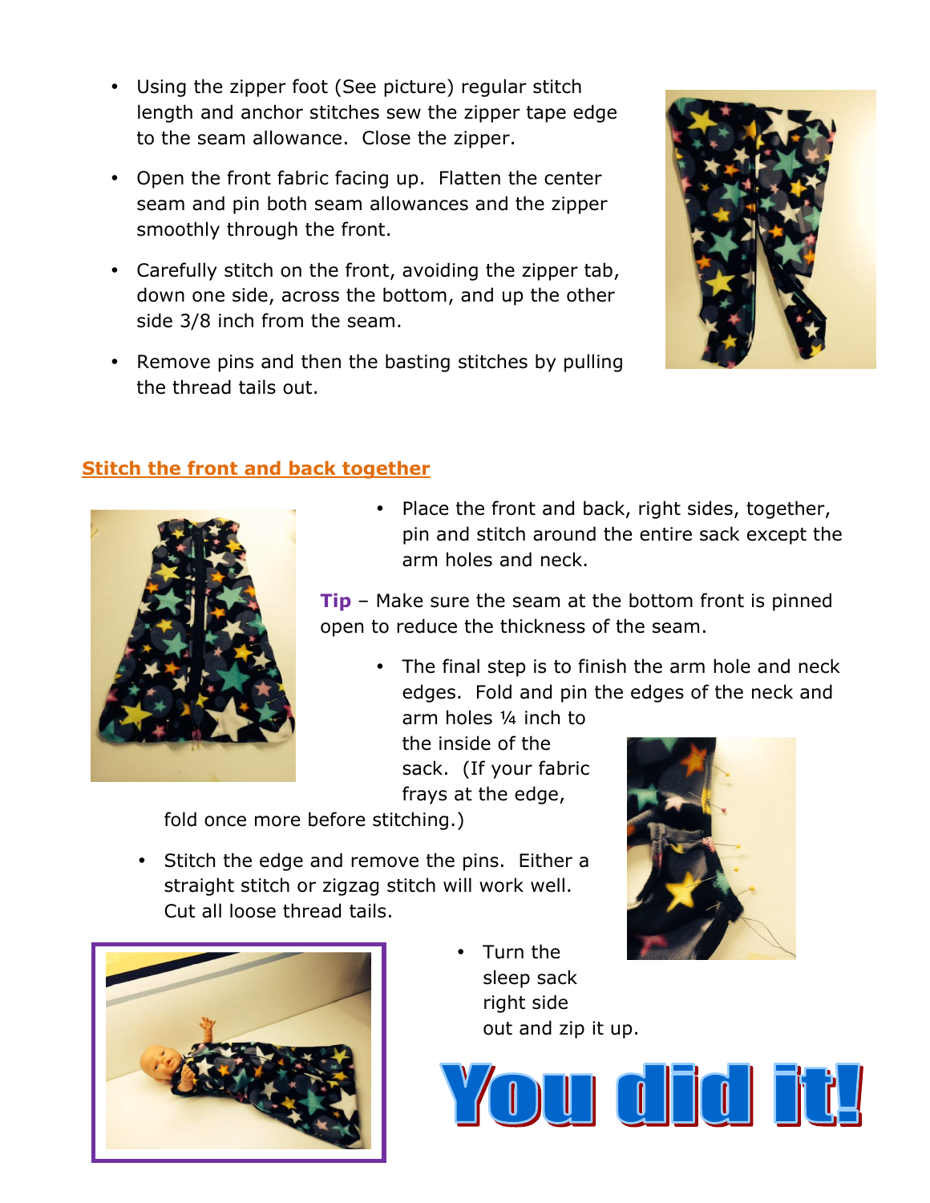- Using the zipper foot (See picture) regular stitch length and anchor stitches sew the zipper tape edge to the seam allowance. Close the zipper.
- Open the front fabric facing up. Flatten the center seam and pin both seam allowances and the zipper smoothly through the front.
- Carefully stitch on the front, avoiding the zipper tab, down one side, across the bottom, and up the other side 3/8 inch from the seam.
- Remove pins and then the basting stitches by pulling the thread tails out.

## Stitch the front and back together

- Place the front and back, right sides, together, pin and stitch around the entire sack except the arm holes and neck.

**Tip** – Make sure the seam at the bottom front is pinned open to reduce the thickness of the seam.

- The final step is to finish the arm hole and neck edges. Fold and pin the edges of the neck and arm holes ¼ inch to the inside of the sack. (If your fabric frays at the edge, fold once more before stitching.)
- Stitch the edge and remove the pins. Either a straight stitch or zigzag stitch will work well. Cut all loose thread tails.
- Turn the sleep sack right side out and zip it up.

**You did it!**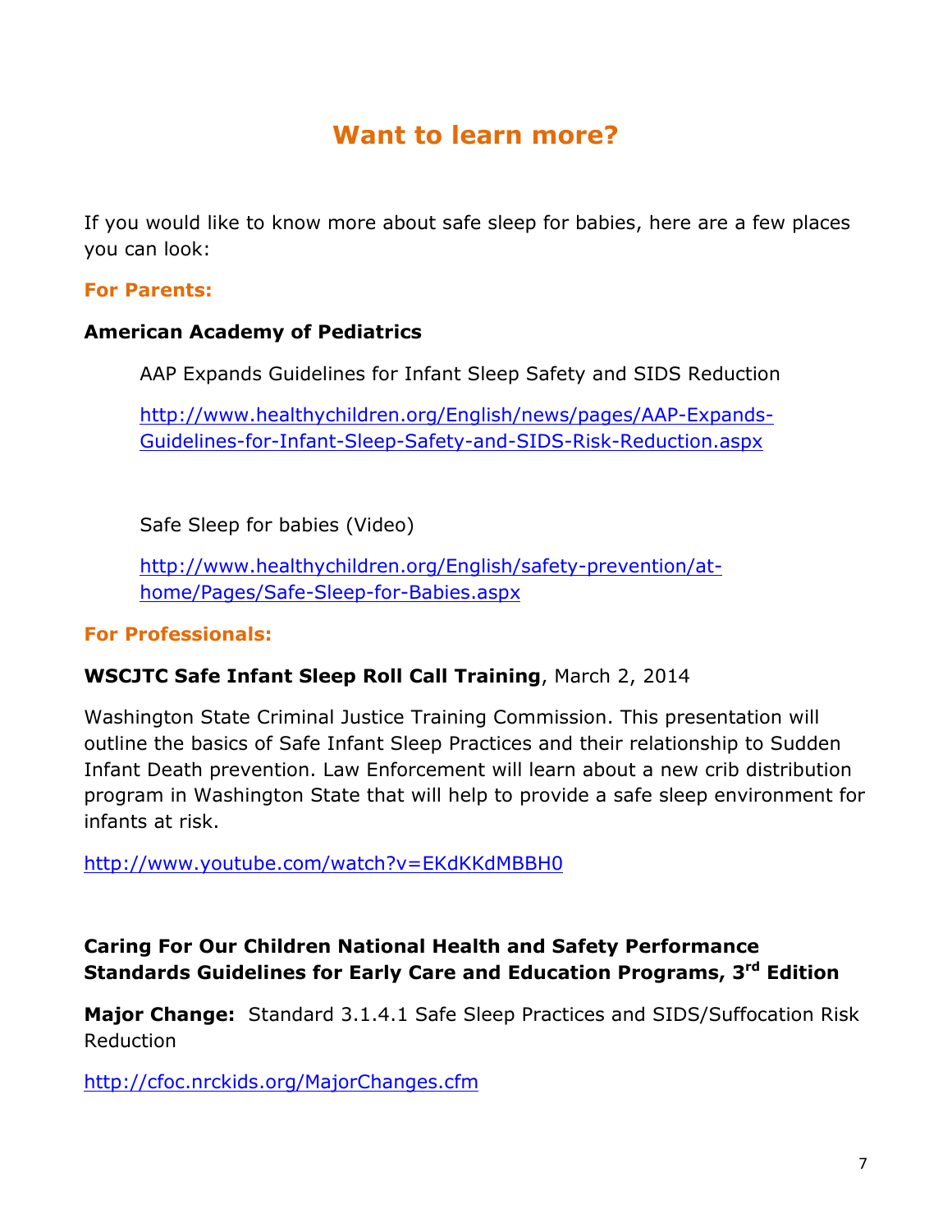# Want to learn more?

If you would like to know more about safe sleep for babies, here are a few places you can look:

## For Parents:

**American Academy of Pediatrics**

AAP Expands Guidelines for Infant Sleep Safety and SIDS Reduction

http://www.healthychildren.org/English/news/pages/AAP-Expands-Guidelines-for-Infant-Sleep-Safety-and-SIDS-Risk-Reduction.aspx

Safe Sleep for babies (Video)

http://www.healthychildren.org/English/safety-prevention/at-home/Pages/Safe-Sleep-for-Babies.aspx

## For Professionals:

**WSCJTC Safe Infant Sleep Roll Call Training**, March 2, 2014

Washington State Criminal Justice Training Commission. This presentation will outline the basics of Safe Infant Sleep Practices and their relationship to Sudden Infant Death prevention. Law Enforcement will learn about a new crib distribution program in Washington State that will help to provide a safe sleep environment for infants at risk.

http://www.youtube.com/watch?v=EKdKKdMBBH0

**Caring For Our Children National Health and Safety Performance Standards Guidelines for Early Care and Education Programs, 3rd Edition**

**Major Change:** Standard 3.1.4.1 Safe Sleep Practices and SIDS/Suffocation Risk Reduction

http://cfoc.nrckids.org/MajorChanges.cfm